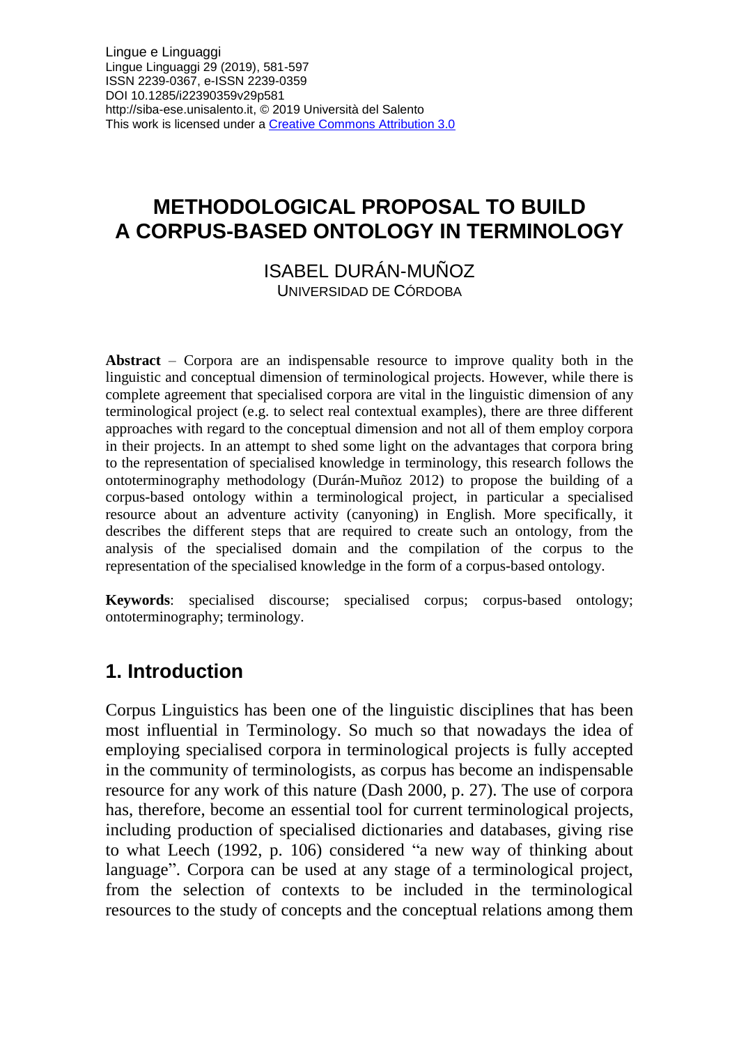# METHODOLOGICAL PROPOSAL TO BUILD A CORPUS-BASED ONTOLOGY IN TERMINOLOGY

ISABEL DURÁN-MUÑOZ
UNIVERSIDAD DE CÓRDOBA

**Abstract** – Corpora are an indispensable resource to improve quality both in the linguistic and conceptual dimension of terminological projects. However, while there is complete agreement that specialised corpora are vital in the linguistic dimension of any terminological project (e.g. to select real contextual examples), there are three different approaches with regard to the conceptual dimension and not all of them employ corpora in their projects. In an attempt to shed some light on the advantages that corpora bring to the representation of specialised knowledge in terminology, this research follows the ontoterminography methodology (Durán-Muñoz 2012) to propose the building of a corpus-based ontology within a terminological project, in particular a specialised resource about an adventure activity (canyoning) in English. More specifically, it describes the different steps that are required to create such an ontology, from the analysis of the specialised domain and the compilation of the corpus to the representation of the specialised knowledge in the form of a corpus-based ontology.

**Keywords**: specialised discourse; specialised corpus; corpus-based ontology; ontoterminography; terminology.

## 1. Introduction

Corpus Linguistics has been one of the linguistic disciplines that has been most influential in Terminology. So much so that nowadays the idea of employing specialised corpora in terminological projects is fully accepted in the community of terminologists, as corpus has become an indispensable resource for any work of this nature (Dash 2000, p. 27). The use of corpora has, therefore, become an essential tool for current terminological projects, including production of specialised dictionaries and databases, giving rise to what Leech (1992, p. 106) considered "a new way of thinking about language". Corpora can be used at any stage of a terminological project, from the selection of contexts to be included in the terminological resources to the study of concepts and the conceptual relations among them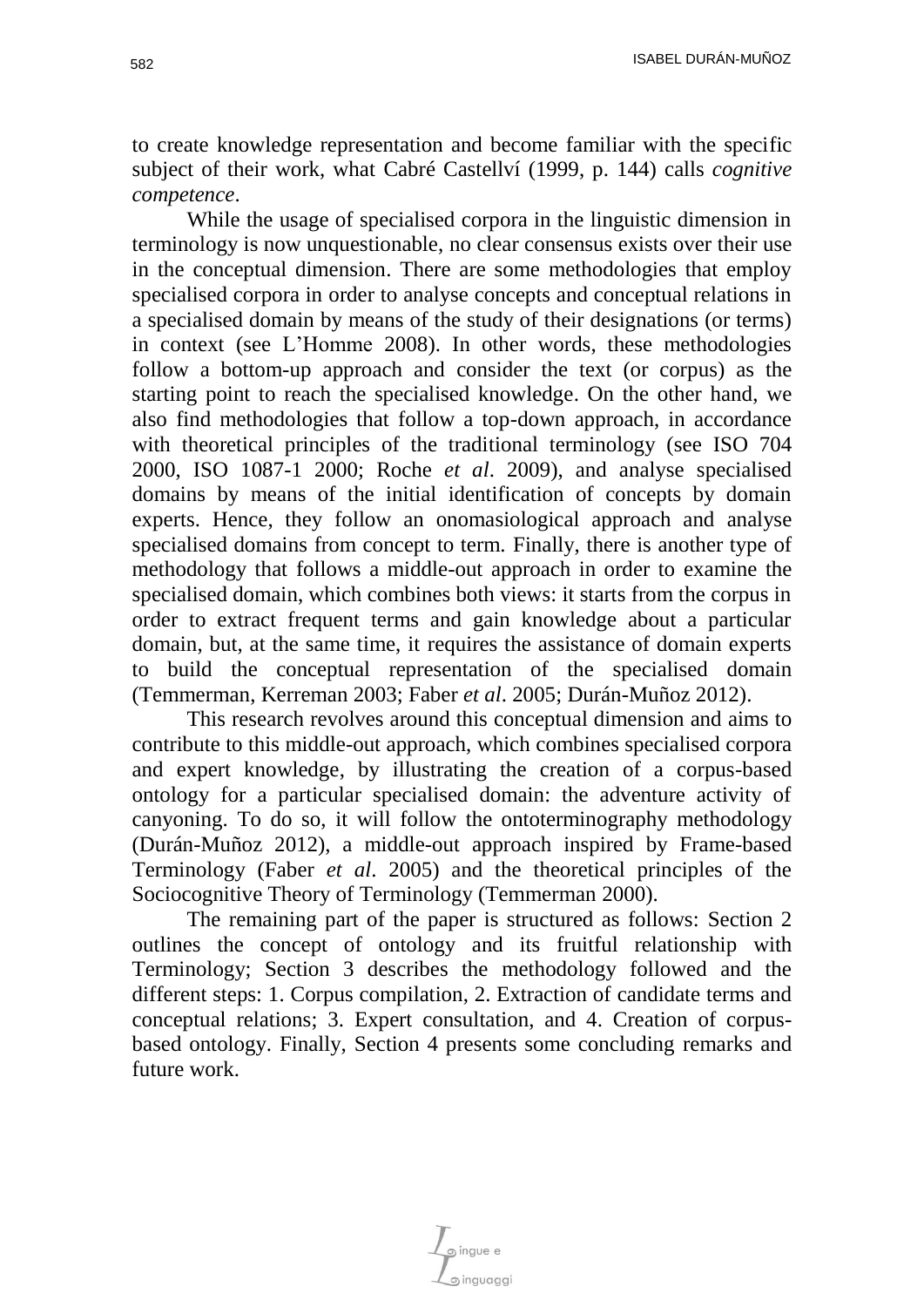to create knowledge representation and become familiar with the specific subject of their work, what Cabré Castellví (1999, p. 144) calls *cognitive competence*.

While the usage of specialised corpora in the linguistic dimension in terminology is now unquestionable, no clear consensus exists over their use in the conceptual dimension. There are some methodologies that employ specialised corpora in order to analyse concepts and conceptual relations in a specialised domain by means of the study of their designations (or terms) in context (see L'Homme 2008). In other words, these methodologies follow a bottom-up approach and consider the text (or corpus) as the starting point to reach the specialised knowledge. On the other hand, we also find methodologies that follow a top-down approach, in accordance with theoretical principles of the traditional terminology (see ISO 704 2000, ISO 1087-1 2000; Roche *et al*. 2009), and analyse specialised domains by means of the initial identification of concepts by domain experts. Hence, they follow an onomasiological approach and analyse specialised domains from concept to term. Finally, there is another type of methodology that follows a middle-out approach in order to examine the specialised domain, which combines both views: it starts from the corpus in order to extract frequent terms and gain knowledge about a particular domain, but, at the same time, it requires the assistance of domain experts to build the conceptual representation of the specialised domain (Temmerman, Kerreman 2003; Faber *et al*. 2005; Durán-Muñoz 2012).

This research revolves around this conceptual dimension and aims to contribute to this middle-out approach, which combines specialised corpora and expert knowledge, by illustrating the creation of a corpus-based ontology for a particular specialised domain: the adventure activity of canyoning. To do so, it will follow the ontoterminography methodology (Durán-Muñoz 2012), a middle-out approach inspired by Frame-based Terminology (Faber *et al*. 2005) and the theoretical principles of the Sociocognitive Theory of Terminology (Temmerman 2000).

The remaining part of the paper is structured as follows: Section 2 outlines the concept of ontology and its fruitful relationship with Terminology; Section 3 describes the methodology followed and the different steps: 1. Corpus compilation, 2. Extraction of candidate terms and conceptual relations; 3. Expert consultation, and 4. Creation of corpus-based ontology. Finally, Section 4 presents some concluding remarks and future work.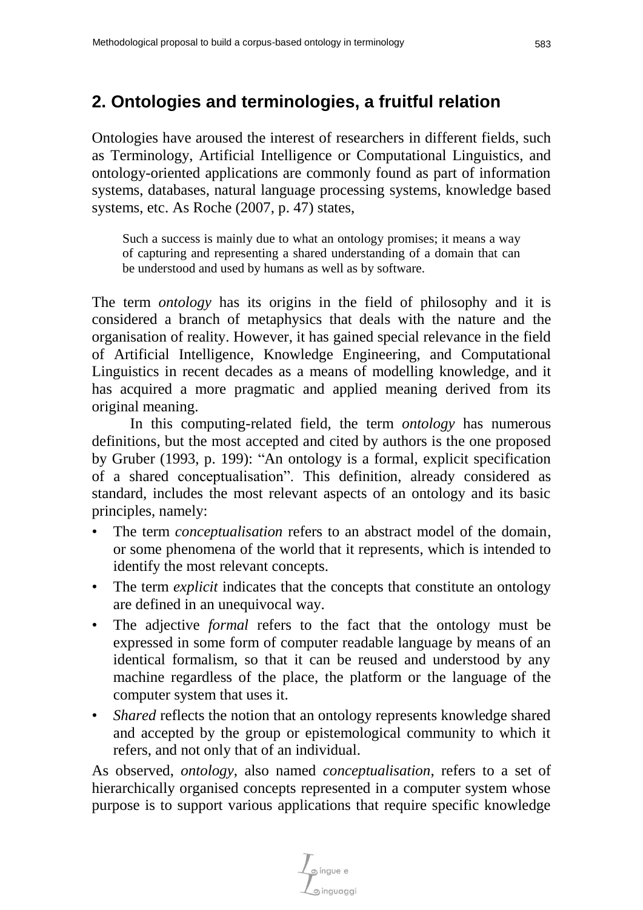## 2. Ontologies and terminologies, a fruitful relation

Ontologies have aroused the interest of researchers in different fields, such as Terminology, Artificial Intelligence or Computational Linguistics, and ontology-oriented applications are commonly found as part of information systems, databases, natural language processing systems, knowledge based systems, etc. As Roche (2007, p. 47) states,

> Such a success is mainly due to what an ontology promises; it means a way of capturing and representing a shared understanding of a domain that can be understood and used by humans as well as by software.

The term *ontology* has its origins in the field of philosophy and it is considered a branch of metaphysics that deals with the nature and the organisation of reality. However, it has gained special relevance in the field of Artificial Intelligence, Knowledge Engineering, and Computational Linguistics in recent decades as a means of modelling knowledge, and it has acquired a more pragmatic and applied meaning derived from its original meaning.

In this computing-related field, the term *ontology* has numerous definitions, but the most accepted and cited by authors is the one proposed by Gruber (1993, p. 199): "An ontology is a formal, explicit specification of a shared conceptualisation". This definition, already considered as standard, includes the most relevant aspects of an ontology and its basic principles, namely:

- The term *conceptualisation* refers to an abstract model of the domain, or some phenomena of the world that it represents, which is intended to identify the most relevant concepts.
- The term *explicit* indicates that the concepts that constitute an ontology are defined in an unequivocal way.
- The adjective *formal* refers to the fact that the ontology must be expressed in some form of computer readable language by means of an identical formalism, so that it can be reused and understood by any machine regardless of the place, the platform or the language of the computer system that uses it.
- *Shared* reflects the notion that an ontology represents knowledge shared and accepted by the group or epistemological community to which it refers, and not only that of an individual.

As observed, *ontology*, also named *conceptualisation*, refers to a set of hierarchically organised concepts represented in a computer system whose purpose is to support various applications that require specific knowledge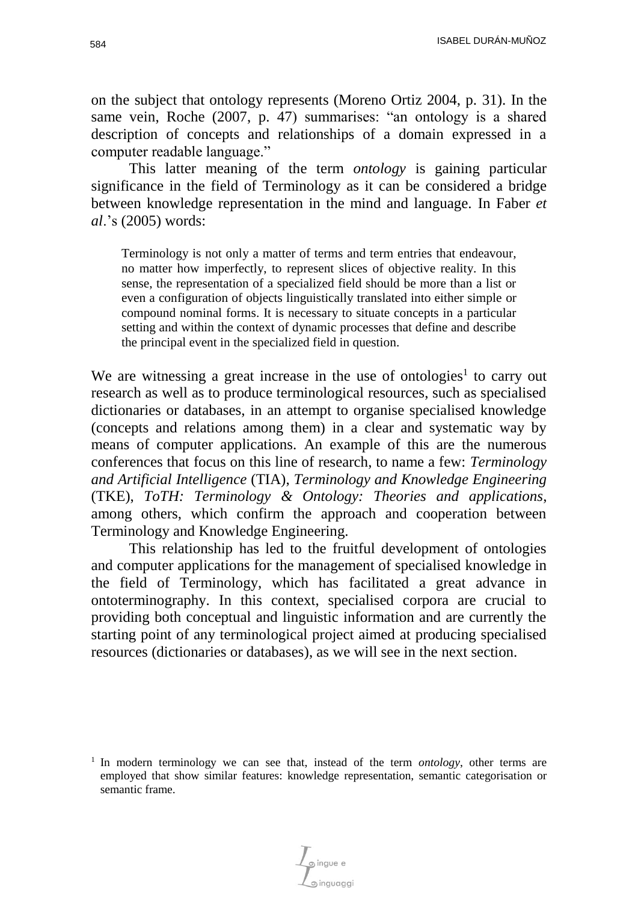on the subject that ontology represents (Moreno Ortiz 2004, p. 31). In the same vein, Roche (2007, p. 47) summarises: "an ontology is a shared description of concepts and relationships of a domain expressed in a computer readable language."

This latter meaning of the term *ontology* is gaining particular significance in the field of Terminology as it can be considered a bridge between knowledge representation in the mind and language. In Faber *et al*.'s (2005) words:

> Terminology is not only a matter of terms and term entries that endeavour, no matter how imperfectly, to represent slices of objective reality. In this sense, the representation of a specialized field should be more than a list or even a configuration of objects linguistically translated into either simple or compound nominal forms. It is necessary to situate concepts in a particular setting and within the context of dynamic processes that define and describe the principal event in the specialized field in question.

We are witnessing a great increase in the use of ontologies[1] to carry out research as well as to produce terminological resources, such as specialised dictionaries or databases, in an attempt to organise specialised knowledge (concepts and relations among them) in a clear and systematic way by means of computer applications. An example of this are the numerous conferences that focus on this line of research, to name a few: *Terminology and Artificial Intelligence* (TIA), *Terminology and Knowledge Engineering* (TKE), *ToTH: Terminology & Ontology: Theories and applications*, among others, which confirm the approach and cooperation between Terminology and Knowledge Engineering.

This relationship has led to the fruitful development of ontologies and computer applications for the management of specialised knowledge in the field of Terminology, which has facilitated a great advance in ontoterminography. In this context, specialised corpora are crucial to providing both conceptual and linguistic information and are currently the starting point of any terminological project aimed at producing specialised resources (dictionaries or databases), as we will see in the next section.

[1] In modern terminology we can see that, instead of the term *ontology*, other terms are employed that show similar features: knowledge representation, semantic categorisation or semantic frame.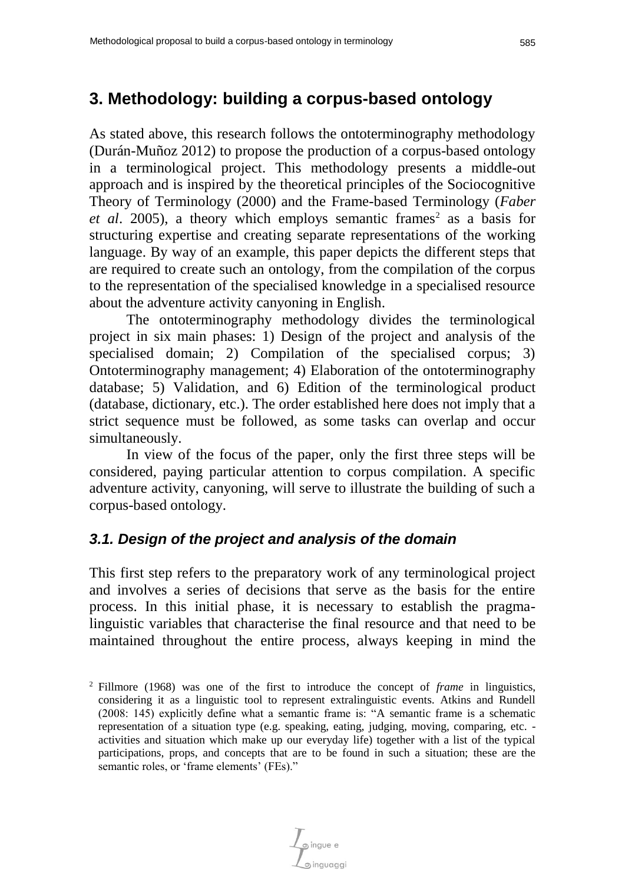## 3. Methodology: building a corpus-based ontology

As stated above, this research follows the ontoterminography methodology (Durán-Muñoz 2012) to propose the production of a corpus-based ontology in a terminological project. This methodology presents a middle-out approach and is inspired by the theoretical principles of the Sociocognitive Theory of Terminology (2000) and the Frame-based Terminology (*Faber et al*. 2005), a theory which employs semantic frames[2] as a basis for structuring expertise and creating separate representations of the working language. By way of an example, this paper depicts the different steps that are required to create such an ontology, from the compilation of the corpus to the representation of the specialised knowledge in a specialised resource about the adventure activity canyoning in English.

The ontoterminography methodology divides the terminological project in six main phases: 1) Design of the project and analysis of the specialised domain; 2) Compilation of the specialised corpus; 3) Ontoterminography management; 4) Elaboration of the ontoterminography database; 5) Validation, and 6) Edition of the terminological product (database, dictionary, etc.). The order established here does not imply that a strict sequence must be followed, as some tasks can overlap and occur simultaneously.

In view of the focus of the paper, only the first three steps will be considered, paying particular attention to corpus compilation. A specific adventure activity, canyoning, will serve to illustrate the building of such a corpus-based ontology.

### *3.1. Design of the project and analysis of the domain*

This first step refers to the preparatory work of any terminological project and involves a series of decisions that serve as the basis for the entire process. In this initial phase, it is necessary to establish the pragma-linguistic variables that characterise the final resource and that need to be maintained throughout the entire process, always keeping in mind the

[2] Fillmore (1968) was one of the first to introduce the concept of *frame* in linguistics, considering it as a linguistic tool to represent extralinguistic events. Atkins and Rundell (2008: 145) explicitly define what a semantic frame is: "A semantic frame is a schematic representation of a situation type (e.g. speaking, eating, judging, moving, comparing, etc. - activities and situation which make up our everyday life) together with a list of the typical participations, props, and concepts that are to be found in such a situation; these are the semantic roles, or 'frame elements' (FEs)."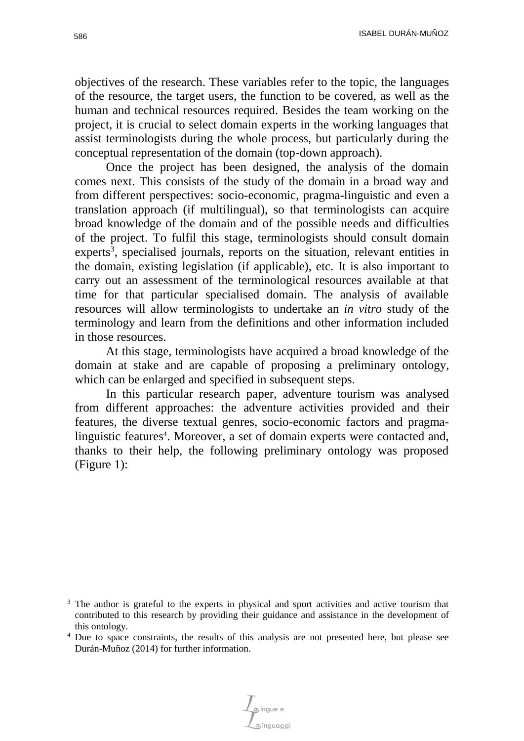objectives of the research. These variables refer to the topic, the languages of the resource, the target users, the function to be covered, as well as the human and technical resources required. Besides the team working on the project, it is crucial to select domain experts in the working languages that assist terminologists during the whole process, but particularly during the conceptual representation of the domain (top-down approach).

Once the project has been designed, the analysis of the domain comes next. This consists of the study of the domain in a broad way and from different perspectives: socio-economic, pragma-linguistic and even a translation approach (if multilingual), so that terminologists can acquire broad knowledge of the domain and of the possible needs and difficulties of the project. To fulfil this stage, terminologists should consult domain experts[3], specialised journals, reports on the situation, relevant entities in the domain, existing legislation (if applicable), etc. It is also important to carry out an assessment of the terminological resources available at that time for that particular specialised domain. The analysis of available resources will allow terminologists to undertake an *in vitro* study of the terminology and learn from the definitions and other information included in those resources.

At this stage, terminologists have acquired a broad knowledge of the domain at stake and are capable of proposing a preliminary ontology, which can be enlarged and specified in subsequent steps.

In this particular research paper, adventure tourism was analysed from different approaches: the adventure activities provided and their features, the diverse textual genres, socio-economic factors and pragma-linguistic features[4]. Moreover, a set of domain experts were contacted and, thanks to their help, the following preliminary ontology was proposed (Figure 1):

[3] The author is grateful to the experts in physical and sport activities and active tourism that contributed to this research by providing their guidance and assistance in the development of this ontology.

[4] Due to space constraints, the results of this analysis are not presented here, but please see Durán-Muñoz (2014) for further information.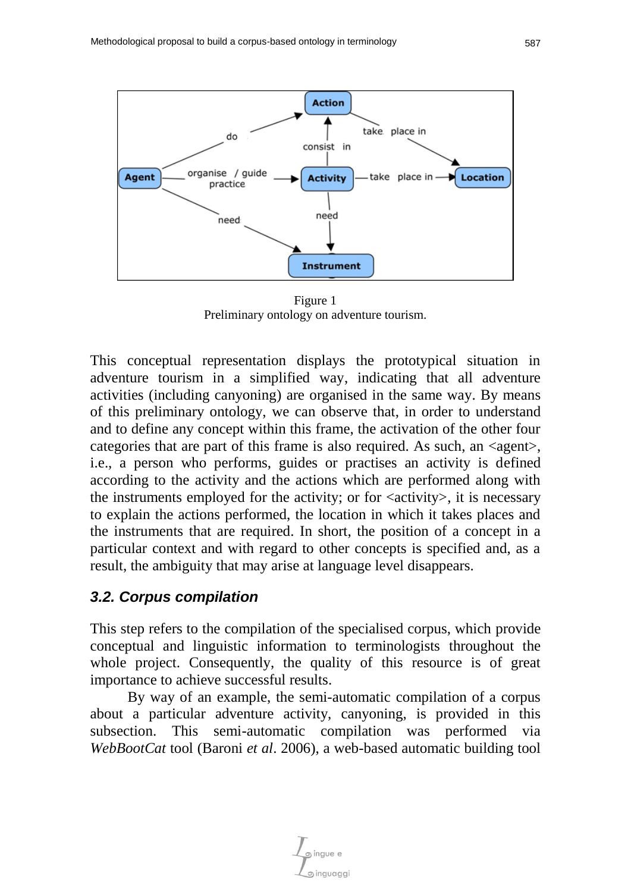Figure 1
Preliminary ontology on adventure tourism.

This conceptual representation displays the prototypical situation in adventure tourism in a simplified way, indicating that all adventure activities (including canyoning) are organised in the same way. By means of this preliminary ontology, we can observe that, in order to understand and to define any concept within this frame, the activation of the other four categories that are part of this frame is also required. As such, an <agent>, i.e., a person who performs, guides or practises an activity is defined according to the activity and the actions which are performed along with the instruments employed for the activity; or for <activity>, it is necessary to explain the actions performed, the location in which it takes places and the instruments that are required. In short, the position of a concept in a particular context and with regard to other concepts is specified and, as a result, the ambiguity that may arise at language level disappears.

### *3.2. Corpus compilation*

This step refers to the compilation of the specialised corpus, which provide conceptual and linguistic information to terminologists throughout the whole project. Consequently, the quality of this resource is of great importance to achieve successful results.

By way of an example, the semi-automatic compilation of a corpus about a particular adventure activity, canyoning, is provided in this subsection. This semi-automatic compilation was performed via *WebBootCat* tool (Baroni *et al*. 2006), a web-based automatic building tool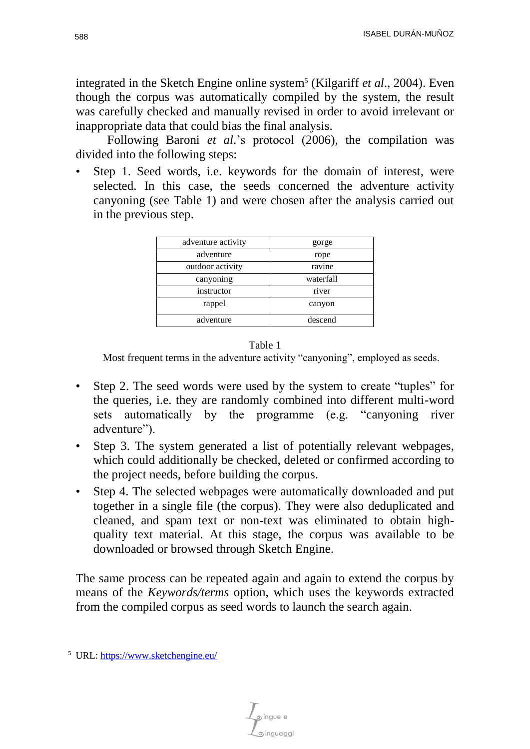integrated in the Sketch Engine online system[5] (Kilgariff *et al*., 2004). Even though the corpus was automatically compiled by the system, the result was carefully checked and manually revised in order to avoid irrelevant or inappropriate data that could bias the final analysis.

Following Baroni *et al*.'s protocol (2006), the compilation was divided into the following steps:

- Step 1. Seed words, i.e. keywords for the domain of interest, were selected. In this case, the seeds concerned the adventure activity canyoning (see Table 1) and were chosen after the analysis carried out in the previous step.

| | |
|---|---|
| adventure activity | gorge |
| adventure | rope |
| outdoor activity | ravine |
| canyoning | waterfall |
| instructor | river |
| rappel | canyon |
| adventure | descend |

Table 1
Most frequent terms in the adventure activity "canyoning", employed as seeds.

- Step 2. The seed words were used by the system to create "tuples" for the queries, i.e. they are randomly combined into different multi-word sets automatically by the programme (e.g. "canyoning river adventure").
- Step 3. The system generated a list of potentially relevant webpages, which could additionally be checked, deleted or confirmed according to the project needs, before building the corpus.
- Step 4. The selected webpages were automatically downloaded and put together in a single file (the corpus). They were also deduplicated and cleaned, and spam text or non-text was eliminated to obtain high-quality text material. At this stage, the corpus was available to be downloaded or browsed through Sketch Engine.

The same process can be repeated again and again to extend the corpus by means of the *Keywords/terms* option, which uses the keywords extracted from the compiled corpus as seed words to launch the search again.

[5] URL: https://www.sketchengine.eu/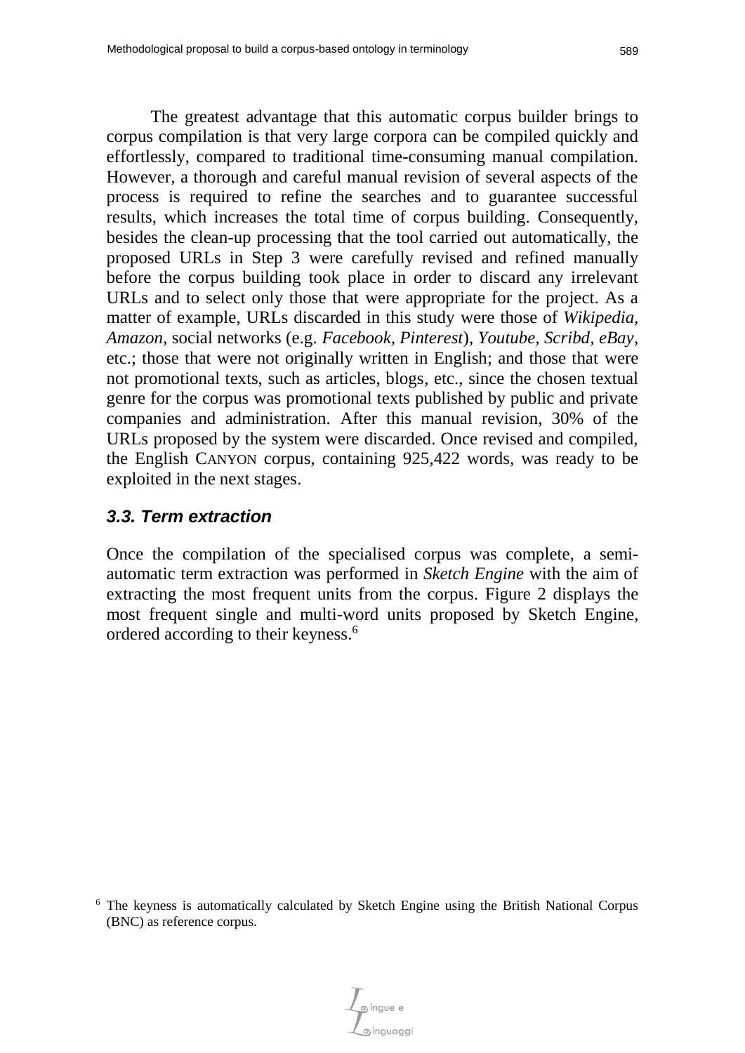The greatest advantage that this automatic corpus builder brings to corpus compilation is that very large corpora can be compiled quickly and effortlessly, compared to traditional time-consuming manual compilation. However, a thorough and careful manual revision of several aspects of the process is required to refine the searches and to guarantee successful results, which increases the total time of corpus building. Consequently, besides the clean-up processing that the tool carried out automatically, the proposed URLs in Step 3 were carefully revised and refined manually before the corpus building took place in order to discard any irrelevant URLs and to select only those that were appropriate for the project. As a matter of example, URLs discarded in this study were those of *Wikipedia*, *Amazon*, social networks (e.g. *Facebook*, *Pinterest*), *Youtube*, *Scribd*, *eBay*, etc.; those that were not originally written in English; and those that were not promotional texts, such as articles, blogs, etc., since the chosen textual genre for the corpus was promotional texts published by public and private companies and administration. After this manual revision, 30% of the URLs proposed by the system were discarded. Once revised and compiled, the English CANYON corpus, containing 925,422 words, was ready to be exploited in the next stages.

### 3.3. Term extraction

Once the compilation of the specialised corpus was complete, a semi-automatic term extraction was performed in *Sketch Engine* with the aim of extracting the most frequent units from the corpus. Figure 2 displays the most frequent single and multi-word units proposed by Sketch Engine, ordered according to their keyness.[6]

[6] The keyness is automatically calculated by Sketch Engine using the British National Corpus (BNC) as reference corpus.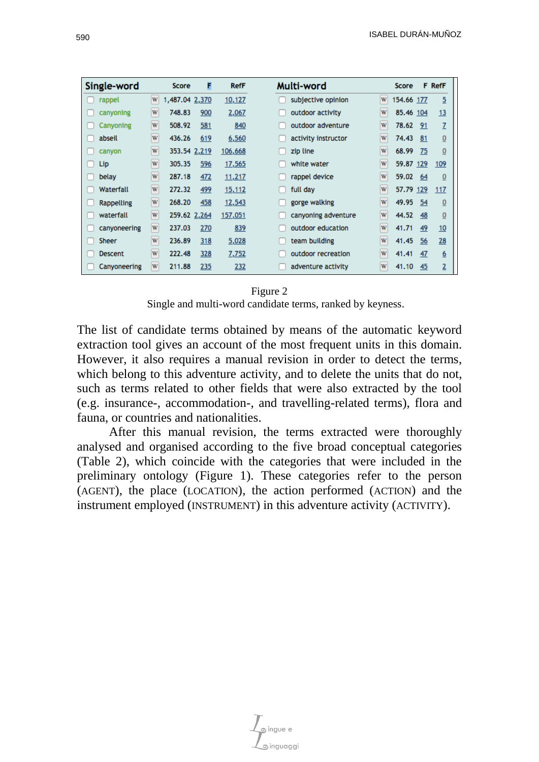| Single-word | | Score | F | RefF | Multi-word | | Score | F | RefF |
|---|---|---|---|---|---|---|---|---|---|
| rappel | W | 1,487.04 | 2,370 | 10,127 | subjective opinion | W | 154.66 | 177 | 5 |
| canyoning | W | 748.83 | 900 | 2,067 | outdoor activity | W | 85.46 | 104 | 13 |
| Canyoning | W | 508.92 | 581 | 840 | outdoor adventure | W | 78.62 | 91 | 7 |
| abseil | W | 436.26 | 619 | 6,560 | activity instructor | W | 74.43 | 81 | 0 |
| canyon | W | 353.54 | 2,219 | 106,668 | zip line | W | 68.99 | 75 | 0 |
| Lip | W | 305.35 | 596 | 17,565 | white water | W | 59.87 | 129 | 109 |
| belay | W | 287.18 | 472 | 11,217 | rappel device | W | 59.02 | 64 | 0 |
| Waterfall | W | 272.32 | 499 | 15,112 | full day | W | 57.79 | 129 | 117 |
| Rappelling | W | 268.20 | 458 | 12,543 | gorge walking | W | 49.95 | 54 | 0 |
| waterfall | W | 259.62 | 2,264 | 157,051 | canyoning adventure | W | 44.52 | 48 | 0 |
| canyoneering | W | 237.03 | 270 | 839 | outdoor education | W | 41.71 | 49 | 10 |
| Sheer | W | 236.89 | 318 | 5,028 | team building | W | 41.45 | 56 | 28 |
| Descent | W | 222.48 | 328 | 7,752 | outdoor recreation | W | 41.41 | 47 | 6 |
| Canyoneering | W | 211.88 | 235 | 232 | adventure activity | W | 41.10 | 45 | 2 |

Figure 2
Single and multi-word candidate terms, ranked by keyness.

The list of candidate terms obtained by means of the automatic keyword extraction tool gives an account of the most frequent units in this domain. However, it also requires a manual revision in order to detect the terms, which belong to this adventure activity, and to delete the units that do not, such as terms related to other fields that were also extracted by the tool (e.g. insurance-, accommodation-, and travelling-related terms), flora and fauna, or countries and nationalities.

After this manual revision, the terms extracted were thoroughly analysed and organised according to the five broad conceptual categories (Table 2), which coincide with the categories that were included in the preliminary ontology (Figure 1). These categories refer to the person (AGENT), the place (LOCATION), the action performed (ACTION) and the instrument employed (INSTRUMENT) in this adventure activity (ACTIVITY).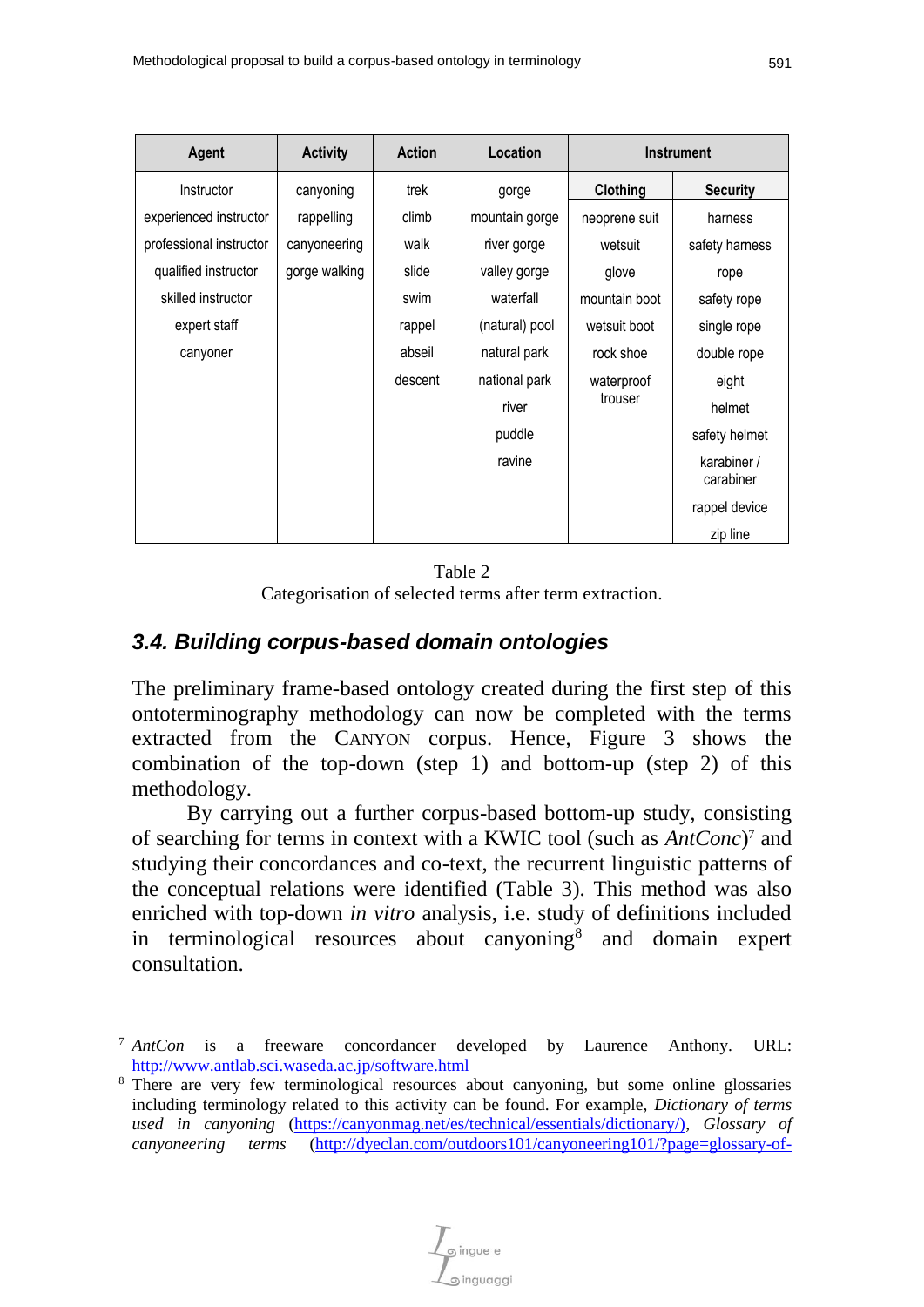| Agent | Activity | Action | Location | Instrument | |
|---|---|---|---|---|---|
| | | | | Clothing | Security |
| Instructor | canyoning | trek | gorge | neoprene suit | harness |
| experienced instructor | rappelling | climb | mountain gorge | wetsuit | safety harness |
| professional instructor | canyoneering | walk | river gorge | glove | rope |
| qualified instructor | gorge walking | slide | valley gorge | mountain boot | safety rope |
| skilled instructor | | swim | waterfall | wetsuit boot | single rope |
| expert staff | | rappel | (natural) pool | rock shoe | double rope |
| canyoner | | abseil | natural park | waterproof trouser | eight |
| | | descent | national park | | helmet |
| | | | river | | safety helmet |
| | | | puddle | | karabiner / carabiner |
| | | | ravine | | rappel device |
| | | | | | zip line |

Table 2
Categorisation of selected terms after term extraction.

### 3.4. Building corpus-based domain ontologies

The preliminary frame-based ontology created during the first step of this ontoterminography methodology can now be completed with the terms extracted from the CANYON corpus. Hence, Figure 3 shows the combination of the top-down (step 1) and bottom-up (step 2) of this methodology.

By carrying out a further corpus-based bottom-up study, consisting of searching for terms in context with a KWIC tool (such as *AntConc*)[7] and studying their concordances and co-text, the recurrent linguistic patterns of the conceptual relations were identified (Table 3). This method was also enriched with top-down *in vitro* analysis, i.e. study of definitions included in terminological resources about canyoning[8] and domain expert consultation.

[7] *AntCon* is a freeware concordancer developed by Laurence Anthony. URL: http://www.antlab.sci.waseda.ac.jp/software.html

[8] There are very few terminological resources about canyoning, but some online glossaries including terminology related to this activity can be found. For example, *Dictionary of terms used in canyoning* (https://canyonmag.net/es/technical/essentials/dictionary/), *Glossary of canyoneering terms* (http://dyeclan.com/outdoors101/canyoneering101/?page=glossary-of-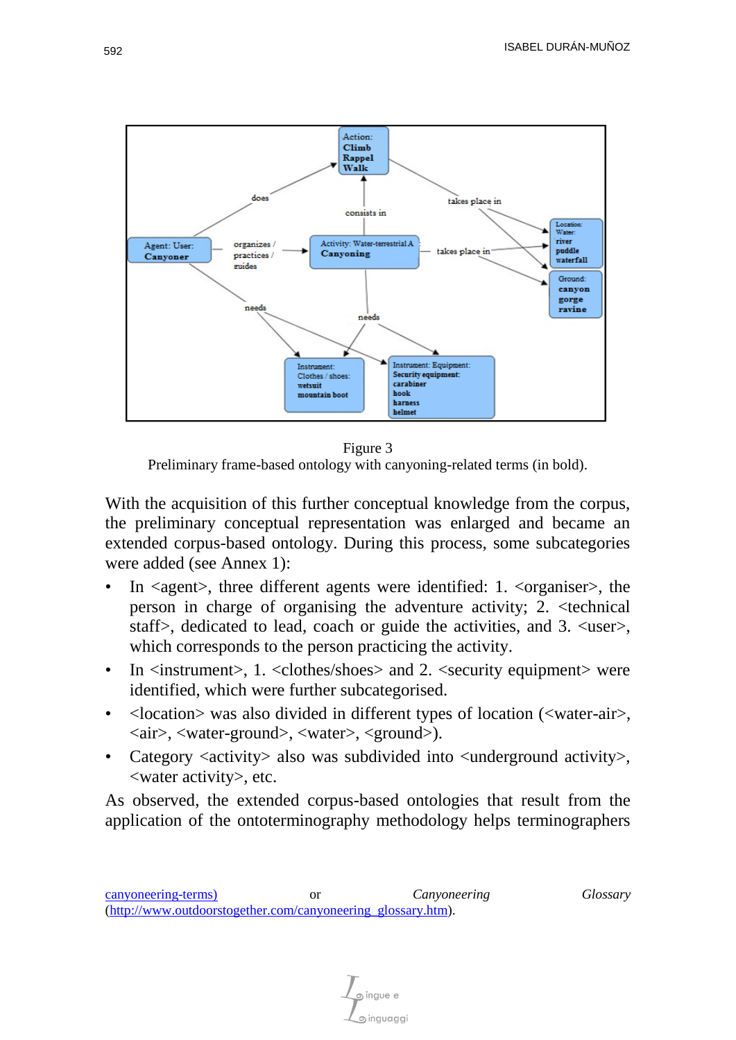Figure 3
Preliminary frame-based ontology with canyoning-related terms (in bold).

With the acquisition of this further conceptual knowledge from the corpus, the preliminary conceptual representation was enlarged and became an extended corpus-based ontology. During this process, some subcategories were added (see Annex 1):

- In <agent>, three different agents were identified: 1. <organiser>, the person in charge of organising the adventure activity; 2. <technical staff>, dedicated to lead, coach or guide the activities, and 3. <user>, which corresponds to the person practicing the activity.
- In <instrument>, 1. <clothes/shoes> and 2. <security equipment> were identified, which were further subcategorised.
- <location> was also divided in different types of location (<water-air>, <air>, <water-ground>, <water>, <ground>).
- Category <activity> also was subdivided into <underground activity>, <water activity>, etc.

As observed, the extended corpus-based ontologies that result from the application of the ontoterminography methodology helps terminographers

canyoneering-terms) or *Canyoneering Glossary* (http://www.outdoorstogether.com/canyoneering_glossary.htm).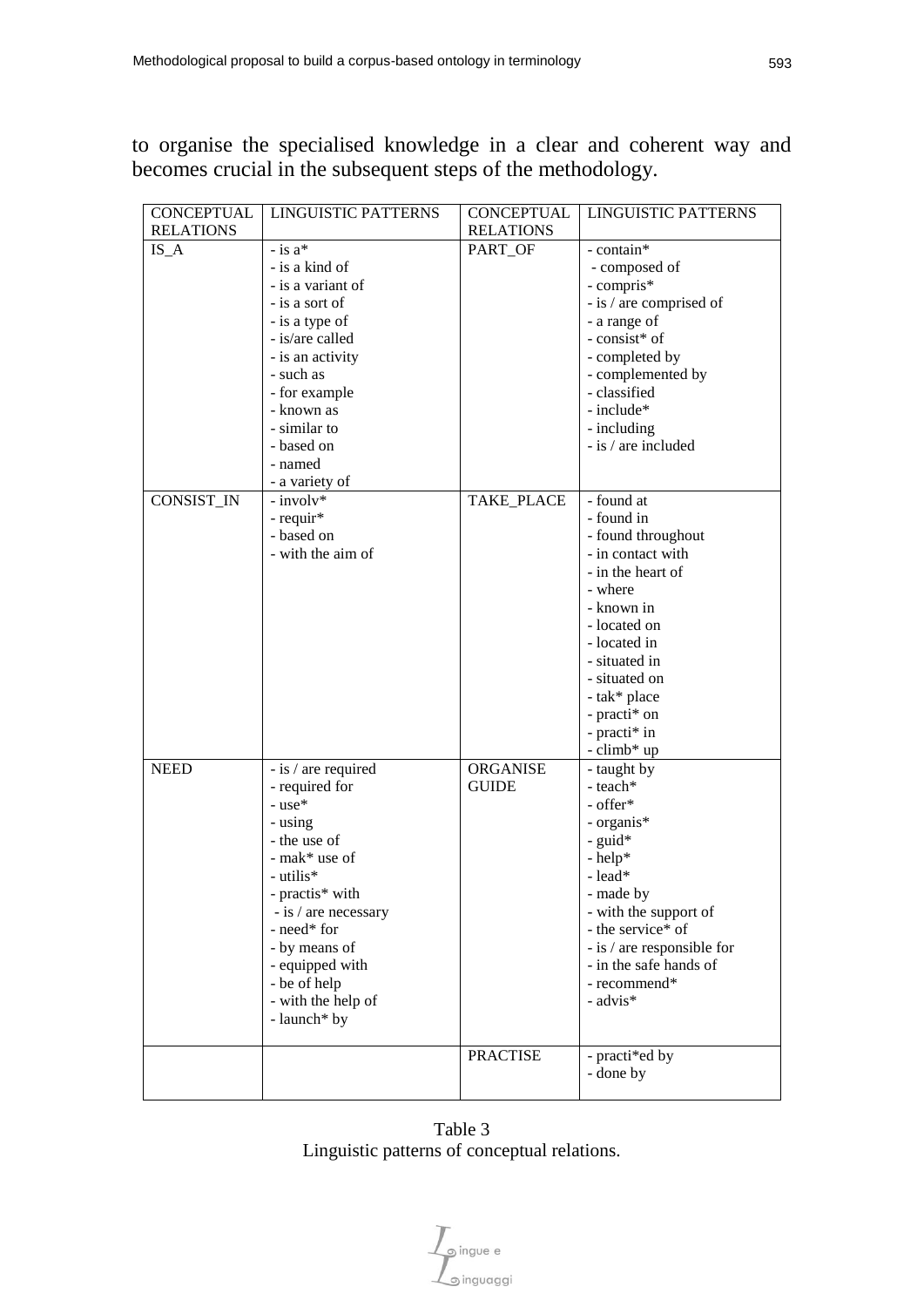to organise the specialised knowledge in a clear and coherent way and becomes crucial in the subsequent steps of the methodology.

| CONCEPTUAL RELATIONS | LINGUISTIC PATTERNS | CONCEPTUAL RELATIONS | LINGUISTIC PATTERNS |
|---|---|---|---|
| IS_A | - is a*<br>- is a kind of<br>- is a variant of<br>- is a sort of<br>- is a type of<br>- is/are called<br>- is an activity<br>- such as<br>- for example<br>- known as<br>- similar to<br>- based on<br>- named<br>- a variety of | PART_OF | - contain*<br>- composed of<br>- compris*<br>- is / are comprised of<br>- a range of<br>- consist* of<br>- completed by<br>- complemented by<br>- classified<br>- include*<br>- including<br>- is / are included |
| CONSIST_IN | - involv*<br>- requir*<br>- based on<br>- with the aim of | TAKE_PLACE | - found at<br>- found in<br>- found throughout<br>- in contact with<br>- in the heart of<br>- where<br>- known in<br>- located on<br>- located in<br>- situated in<br>- situated on<br>- tak* place<br>- practi* on<br>- practi* in<br>- climb* up |
| NEED | - is / are required<br>- required for<br>- use*<br>- using<br>- the use of<br>- mak* use of<br>- utilis*<br>- practis* with<br>- is / are necessary<br>- need* for<br>- by means of<br>- equipped with<br>- be of help<br>- with the help of<br>- launch* by | ORGANISE GUIDE | - taught by<br>- teach*<br>- offer*<br>- organis*<br>- guid*<br>- help*<br>- lead*<br>- made by<br>- with the support of<br>- the service* of<br>- is / are responsible for<br>- in the safe hands of<br>- recommend*<br>- advis* |
| | | PRACTISE | - practi*ed by<br>- done by |

Table 3
Linguistic patterns of conceptual relations.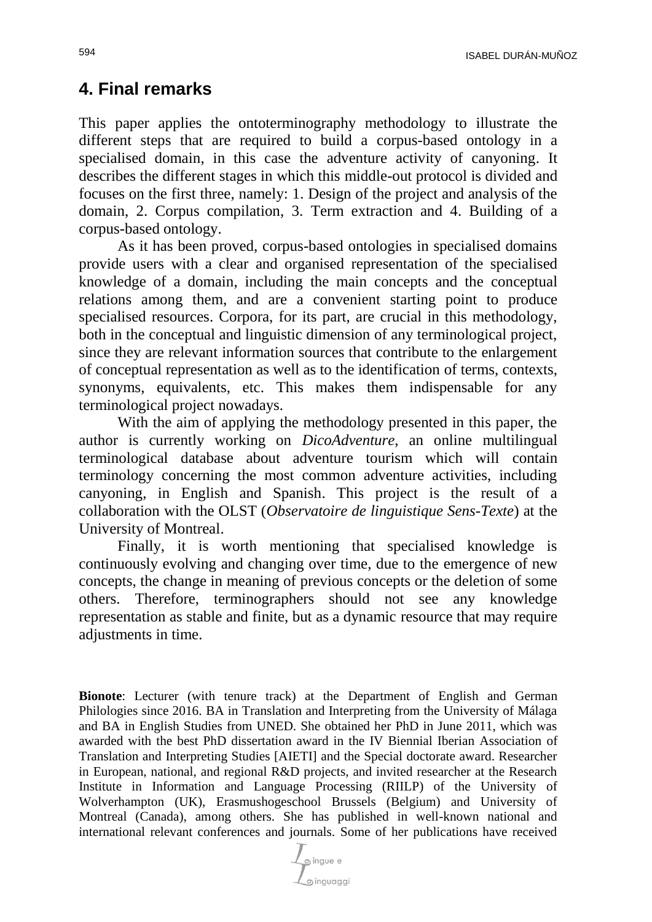## 4. Final remarks

This paper applies the ontoterminography methodology to illustrate the different steps that are required to build a corpus-based ontology in a specialised domain, in this case the adventure activity of canyoning. It describes the different stages in which this middle-out protocol is divided and focuses on the first three, namely: 1. Design of the project and analysis of the domain, 2. Corpus compilation, 3. Term extraction and 4. Building of a corpus-based ontology.

As it has been proved, corpus-based ontologies in specialised domains provide users with a clear and organised representation of the specialised knowledge of a domain, including the main concepts and the conceptual relations among them, and are a convenient starting point to produce specialised resources. Corpora, for its part, are crucial in this methodology, both in the conceptual and linguistic dimension of any terminological project, since they are relevant information sources that contribute to the enlargement of conceptual representation as well as to the identification of terms, contexts, synonyms, equivalents, etc. This makes them indispensable for any terminological project nowadays.

With the aim of applying the methodology presented in this paper, the author is currently working on *DicoAdventure*, an online multilingual terminological database about adventure tourism which will contain terminology concerning the most common adventure activities, including canyoning, in English and Spanish. This project is the result of a collaboration with the OLST (*Observatoire de linguistique Sens-Texte*) at the University of Montreal.

Finally, it is worth mentioning that specialised knowledge is continuously evolving and changing over time, due to the emergence of new concepts, the change in meaning of previous concepts or the deletion of some others. Therefore, terminographers should not see any knowledge representation as stable and finite, but as a dynamic resource that may require adjustments in time.

**Bionote**: Lecturer (with tenure track) at the Department of English and German Philologies since 2016. BA in Translation and Interpreting from the University of Málaga and BA in English Studies from UNED. She obtained her PhD in June 2011, which was awarded with the best PhD dissertation award in the IV Biennial Iberian Association of Translation and Interpreting Studies [AIETI] and the Special doctorate award. Researcher in European, national, and regional R&D projects, and invited researcher at the Research Institute in Information and Language Processing (RIILP) of the University of Wolverhampton (UK), Erasmushogeschool Brussels (Belgium) and University of Montreal (Canada), among others. She has published in well-known national and international relevant conferences and journals. Some of her publications have received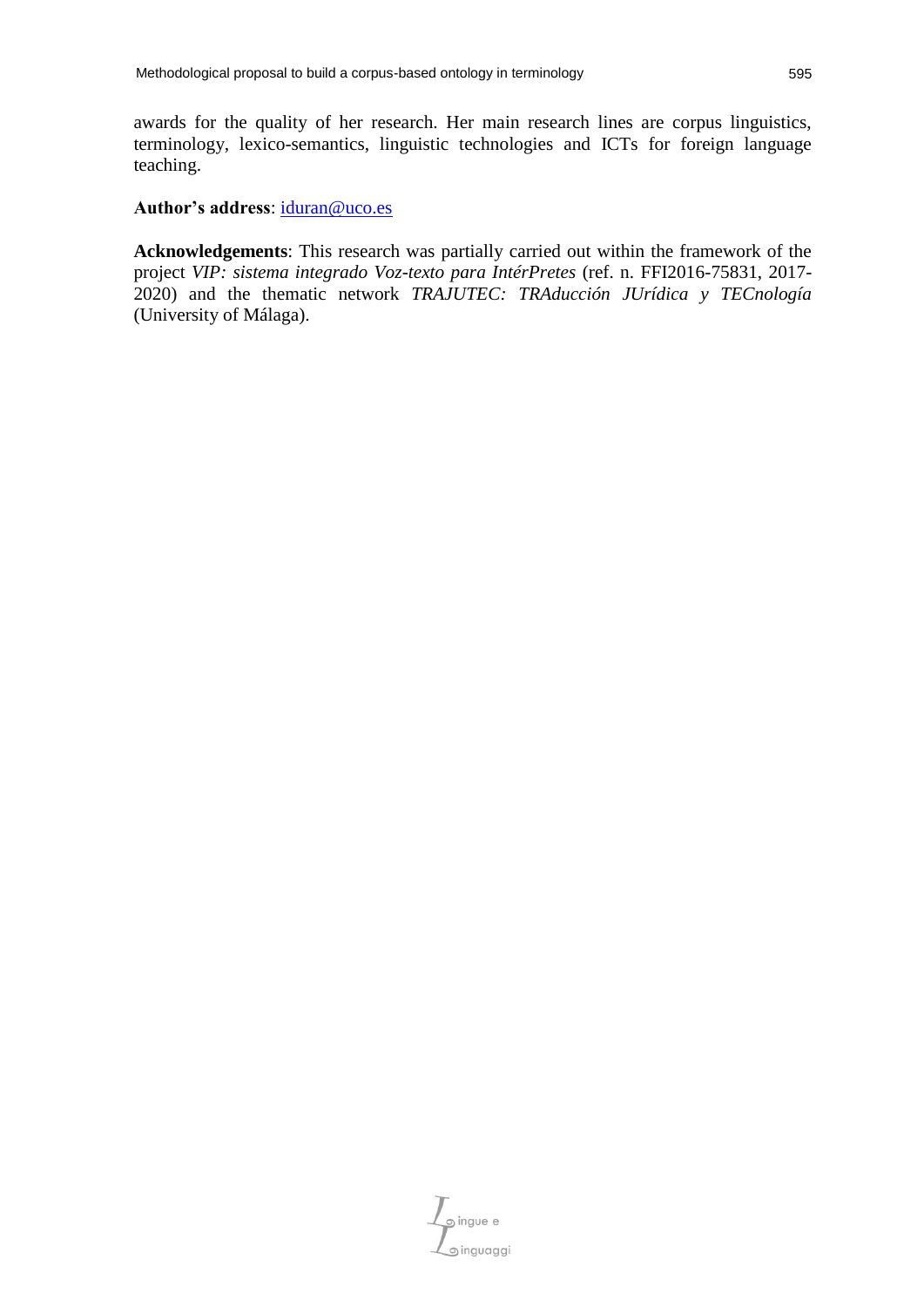awards for the quality of her research. Her main research lines are corpus linguistics, terminology, lexico-semantics, linguistic technologies and ICTs for foreign language teaching.

**Author's address**: iduran@uco.es

**Acknowledgements**: This research was partially carried out within the framework of the project *VIP: sistema integrado Voz-texto para IntérPretes* (ref. n. FFI2016-75831, 2017-2020) and the thematic network *TRAJUTEC: TRAducción JUrídica y TECnología* (University of Málaga).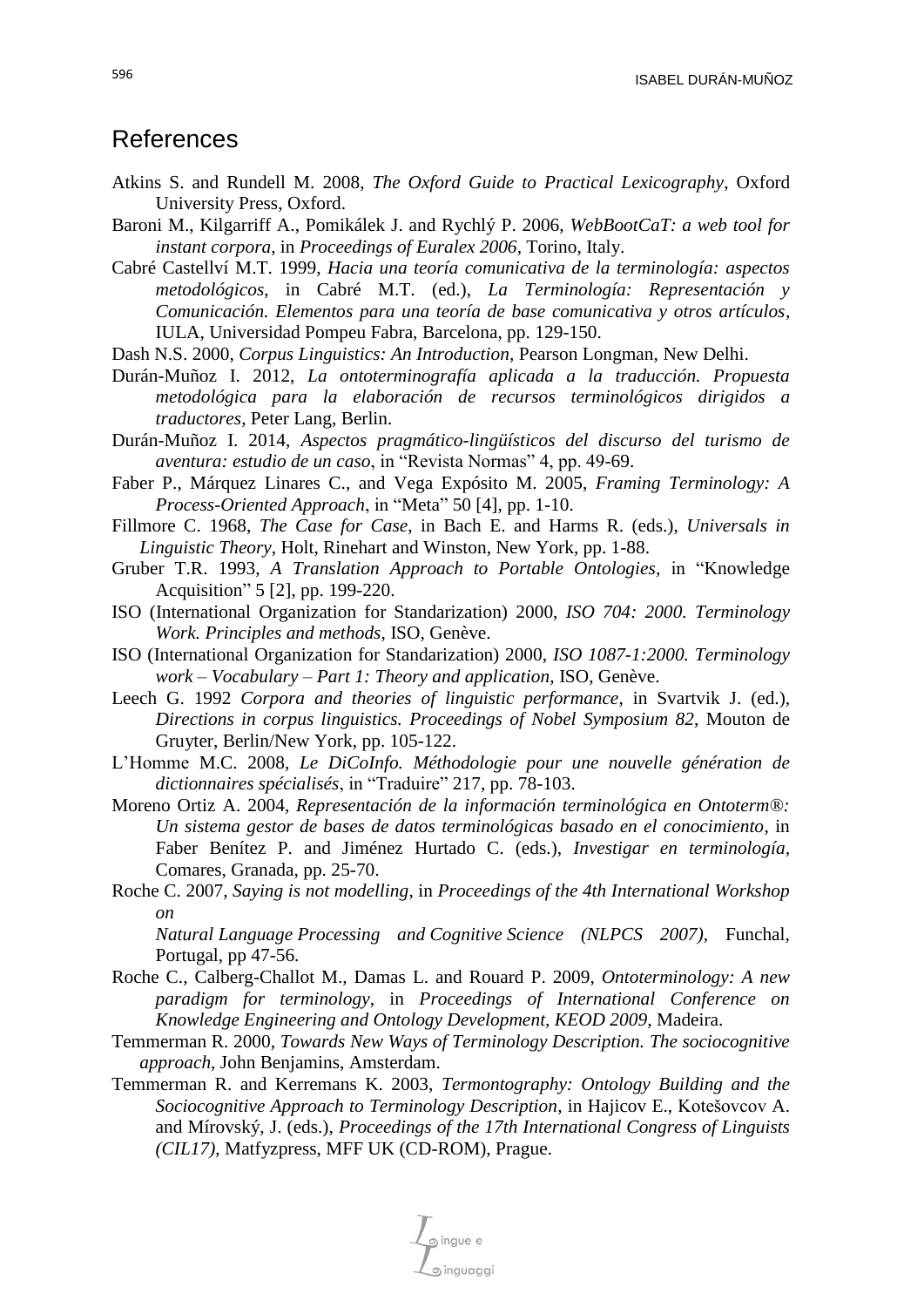## References

Atkins S. and Rundell M. 2008, *The Oxford Guide to Practical Lexicography*, Oxford University Press, Oxford.

Baroni M., Kilgarriff A., Pomikálek J. and Rychlý P. 2006, *WebBootCaT: a web tool for instant corpora*, in *Proceedings of Euralex 2006*, Torino, Italy.

Cabré Castellví M.T. 1999, *Hacia una teoría comunicativa de la terminología: aspectos metodológicos*, in Cabré M.T. (ed.), *La Terminología: Representación y Comunicación. Elementos para una teoría de base comunicativa y otros artículos*, IULA, Universidad Pompeu Fabra, Barcelona, pp. 129-150.

Dash N.S. 2000, *Corpus Linguistics: An Introduction*, Pearson Longman, New Delhi.

Durán-Muñoz I. 2012, *La ontoterminografía aplicada a la traducción. Propuesta metodológica para la elaboración de recursos terminológicos dirigidos a traductores*, Peter Lang, Berlin.

Durán-Muñoz I. 2014, *Aspectos pragmático-lingüísticos del discurso del turismo de aventura: estudio de un caso*, in "Revista Normas" 4, pp. 49-69.

Faber P., Márquez Linares C., and Vega Expósito M. 2005, *Framing Terminology: A Process-Oriented Approach*, in "Meta" 50 [4], pp. 1-10.

Fillmore C. 1968, *The Case for Case*, in Bach E. and Harms R. (eds.), *Universals in Linguistic Theory*, Holt, Rinehart and Winston, New York, pp. 1-88.

Gruber T.R. 1993, *A Translation Approach to Portable Ontologies*, in "Knowledge Acquisition" 5 [2], pp. 199-220.

ISO (International Organization for Standarization) 2000, *ISO 704: 2000. Terminology Work. Principles and methods*, ISO, Genève.

ISO (International Organization for Standarization) 2000, *ISO 1087-1:2000. Terminology work – Vocabulary – Part 1: Theory and application*, ISO, Genève.

Leech G. 1992 *Corpora and theories of linguistic performance*, in Svartvik J. (ed.), *Directions in corpus linguistics. Proceedings of Nobel Symposium 82*, Mouton de Gruyter, Berlin/New York, pp. 105-122.

L'Homme M.C. 2008, *Le DiCoInfo. Méthodologie pour une nouvelle génération de dictionnaires spécialisés*, in "Traduire" 217, pp. 78-103.

Moreno Ortiz A. 2004, *Representación de la información terminológica en Ontoterm®: Un sistema gestor de bases de datos terminológicas basado en el conocimiento*, in Faber Benítez P. and Jiménez Hurtado C. (eds.), *Investigar en terminología*, Comares, Granada, pp. 25-70.

Roche C. 2007, *Saying is not modelling*, in *Proceedings of the 4th International Workshop on Natural Language Processing and Cognitive Science (NLPCS 2007)*, Funchal, Portugal, pp 47-56.

Roche C., Calberg-Challot M., Damas L. and Rouard P. 2009, *Ontoterminology: A new paradigm for terminology*, in *Proceedings of International Conference on Knowledge Engineering and Ontology Development, KEOD 2009*, Madeira.

Temmerman R. 2000, *Towards New Ways of Terminology Description. The sociocognitive approach*, John Benjamins, Amsterdam.

Temmerman R. and Kerremans K. 2003, *Termontography: Ontology Building and the Sociocognitive Approach to Terminology Description*, in Hajicov E., Kotešovcov A. and Mírovský, J. (eds.), *Proceedings of the 17th International Congress of Linguists (CIL17)*, Matfyzpress, MFF UK (CD-ROM), Prague.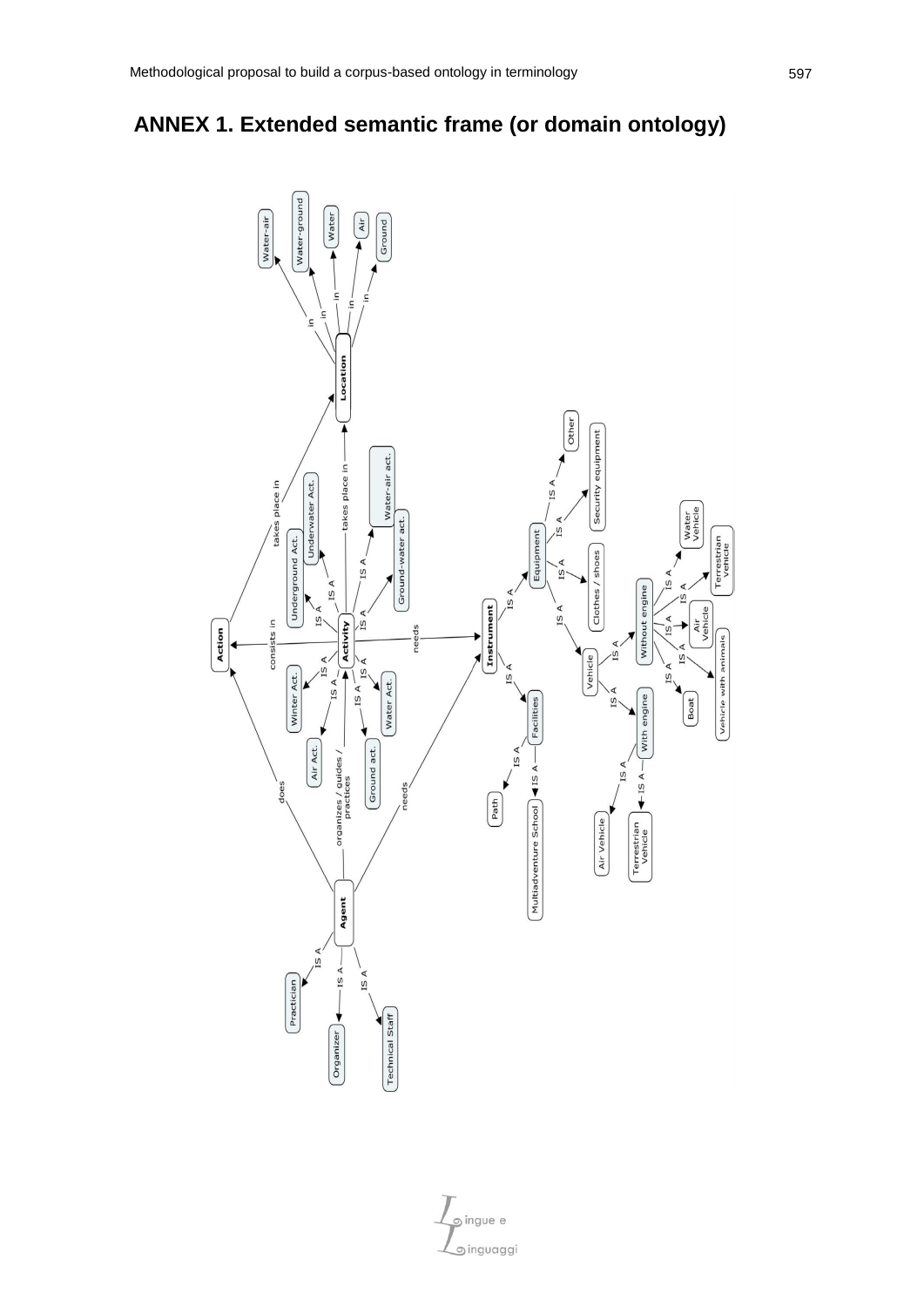## ANNEX 1. Extended semantic frame (or domain ontology)

Action
consists in
takes place in
does
needs
Activity
IS A
Winter Act.
Air Act.
Ground act.
Water Act.
Underground Act.
Underwater Act.
Water-air act.
Ground-water act.
takes place in
organizes / guides / practices
needs
Location
in
Water-air
Water-ground
Water
Air
Ground
Agent
IS A
Practician
Organizer
Technical Staff
Instrument
IS A
Facilities
Path
Multiadventure School
Equipment
Clothes / shoes
Security equipment
Other
Vehicle
With engine
Air Vehicle
Terrestrian Vehicle
Without engine
Boat
Vehicle with animals
Air Vehicle
Terrestrian Vehicle
Water Vehicle